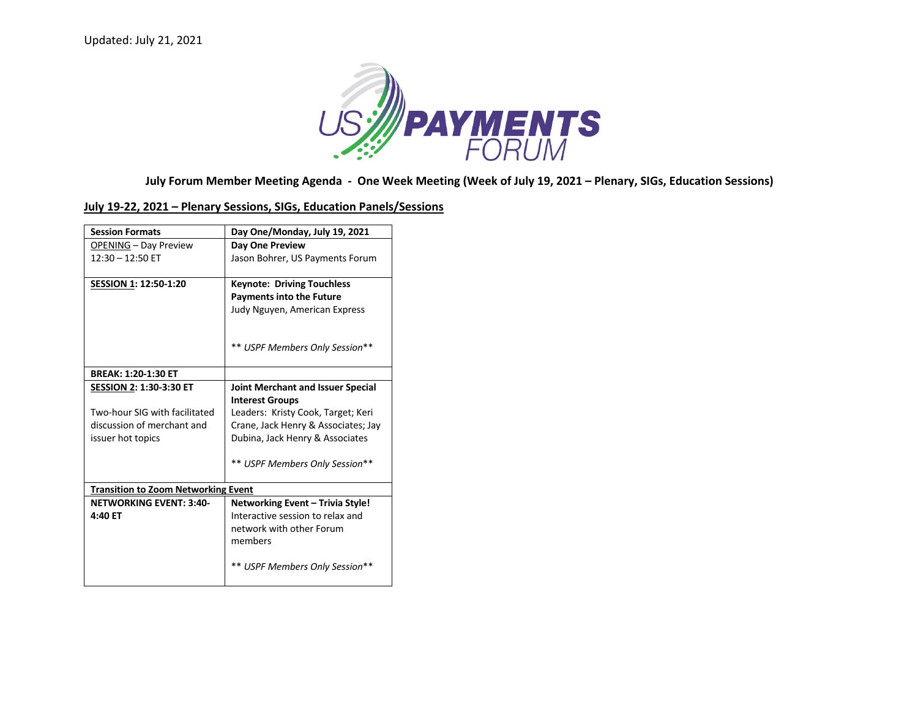Updated: July 21, 2021

**July Forum Member Meeting Agenda - One Week Meeting (Week of July 19, 2021 – Plenary, SIGs, Education Sessions)**

**July 19-22, 2021 – Plenary Sessions, SIGs, Education Panels/Sessions**

| **Session Formats** | **Day One/Monday, July 19, 2021** |
|---|---|
| OPENING – Day Preview<br>12:30 – 12:50 ET | **Day One Preview**<br>Jason Bohrer, US Payments Forum |
| **SESSION 1: 12:50-1:20** | **Keynote: Driving Touchless Payments into the Future**<br>Judy Nguyen, American Express<br><br>*\*\* USPF Members Only Session\*\** |
| **BREAK: 1:20-1:30 ET** | |
| **SESSION 2: 1:30-3:30 ET**<br><br>Two-hour SIG with facilitated discussion of merchant and issuer hot topics | **Joint Merchant and Issuer Special Interest Groups**<br>Leaders: Kristy Cook, Target; Keri Crane, Jack Henry & Associates; Jay Dubina, Jack Henry & Associates<br><br>*\*\* USPF Members Only Session\*\** |
| **Transition to Zoom Networking Event** | |
| **NETWORKING EVENT: 3:40-4:40 ET** | **Networking Event – Trivia Style!**<br>Interactive session to relax and network with other Forum members<br><br>*\*\* USPF Members Only Session\*\** |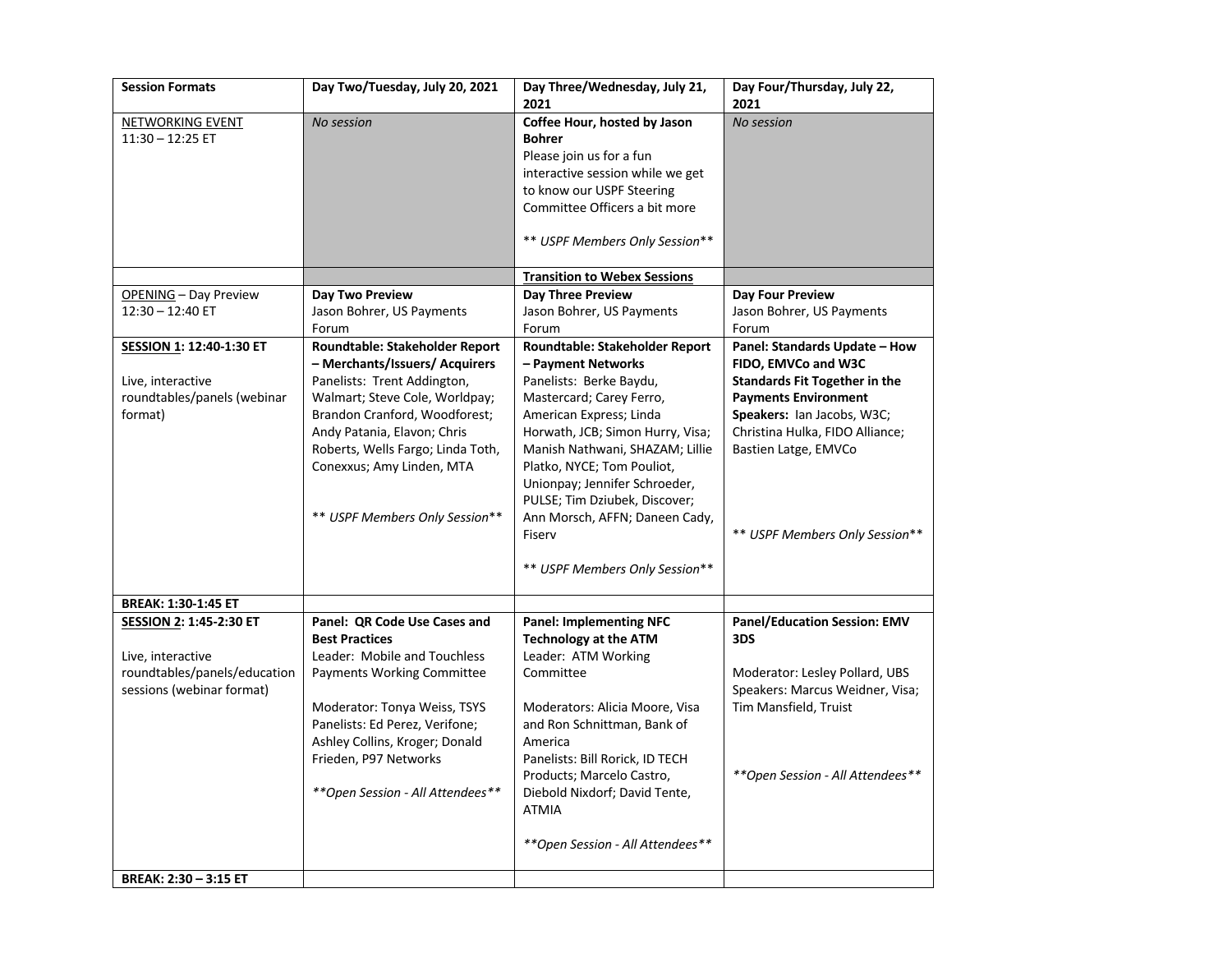| Session Formats | Day Two/Tuesday, July 20, 2021 | Day Three/Wednesday, July 21, 2021 | Day Four/Thursday, July 22, 2021 |
|---|---|---|---|
| NETWORKING EVENT<br>11:30 – 12:25 ET | *No session* | **Coffee Hour, hosted by Jason Bohrer**<br>Please join us for a fun interactive session while we get to know our USPF Steering Committee Officers a bit more<br><br>** *USPF Members Only Session*** | *No session* |
| | | **Transition to Webex Sessions** | |
| OPENING – Day Preview<br>12:30 – 12:40 ET | **Day Two Preview**<br>Jason Bohrer, US Payments Forum | **Day Three Preview**<br>Jason Bohrer, US Payments Forum | **Day Four Preview**<br>Jason Bohrer, US Payments Forum |
| **SESSION 1: 12:40-1:30 ET**<br><br>Live, interactive roundtables/panels (webinar format) | **Roundtable: Stakeholder Report – Merchants/Issuers/ Acquirers**<br>Panelists: Trent Addington, Walmart; Steve Cole, Worldpay; Brandon Cranford, Woodforest; Andy Patania, Elavon; Chris Roberts, Wells Fargo; Linda Toth, Conexxus; Amy Linden, MTA<br><br>** *USPF Members Only Session*** | **Roundtable: Stakeholder Report – Payment Networks**<br>Panelists: Berke Baydu, Mastercard; Carey Ferro, American Express; Linda Horwath, JCB; Simon Hurry, Visa; Manish Nathwani, SHAZAM; Lillie Platko, NYCE; Tom Pouliot, Unionpay; Jennifer Schroeder, PULSE; Tim Dziubek, Discover; Ann Morsch, AFFN; Daneen Cady, Fiserv<br><br>** *USPF Members Only Session*** | **Panel: Standards Update – How FIDO, EMVCo and W3C Standards Fit Together in the Payments Environment**<br>**Speakers:** Ian Jacobs, W3C; Christina Hulka, FIDO Alliance; Bastien Latge, EMVCo<br><br>** *USPF Members Only Session*** |
| **BREAK: 1:30-1:45 ET** | | | |
| **SESSION 2: 1:45-2:30 ET**<br><br>Live, interactive roundtables/panels/education sessions (webinar format) | **Panel: QR Code Use Cases and Best Practices**<br>Leader: Mobile and Touchless Payments Working Committee<br><br>Moderator: Tonya Weiss, TSYS<br>Panelists: Ed Perez, Verifone; Ashley Collins, Kroger; Donald Frieden, P97 Networks<br><br>*\*\*Open Session - All Attendees\*\** | **Panel: Implementing NFC Technology at the ATM**<br>Leader: ATM Working Committee<br><br>Moderators: Alicia Moore, Visa and Ron Schnittman, Bank of America<br>Panelists: Bill Rorick, ID TECH Products; Marcelo Castro, Diebold Nixdorf; David Tente, ATMIA<br><br>*\*\*Open Session - All Attendees\*\** | **Panel/Education Session: EMV 3DS**<br><br>Moderator: Lesley Pollard, UBS<br>Speakers: Marcus Weidner, Visa; Tim Mansfield, Truist<br><br>*\*\*Open Session - All Attendees\*\** |
| **BREAK: 2:30 – 3:15 ET** | | | |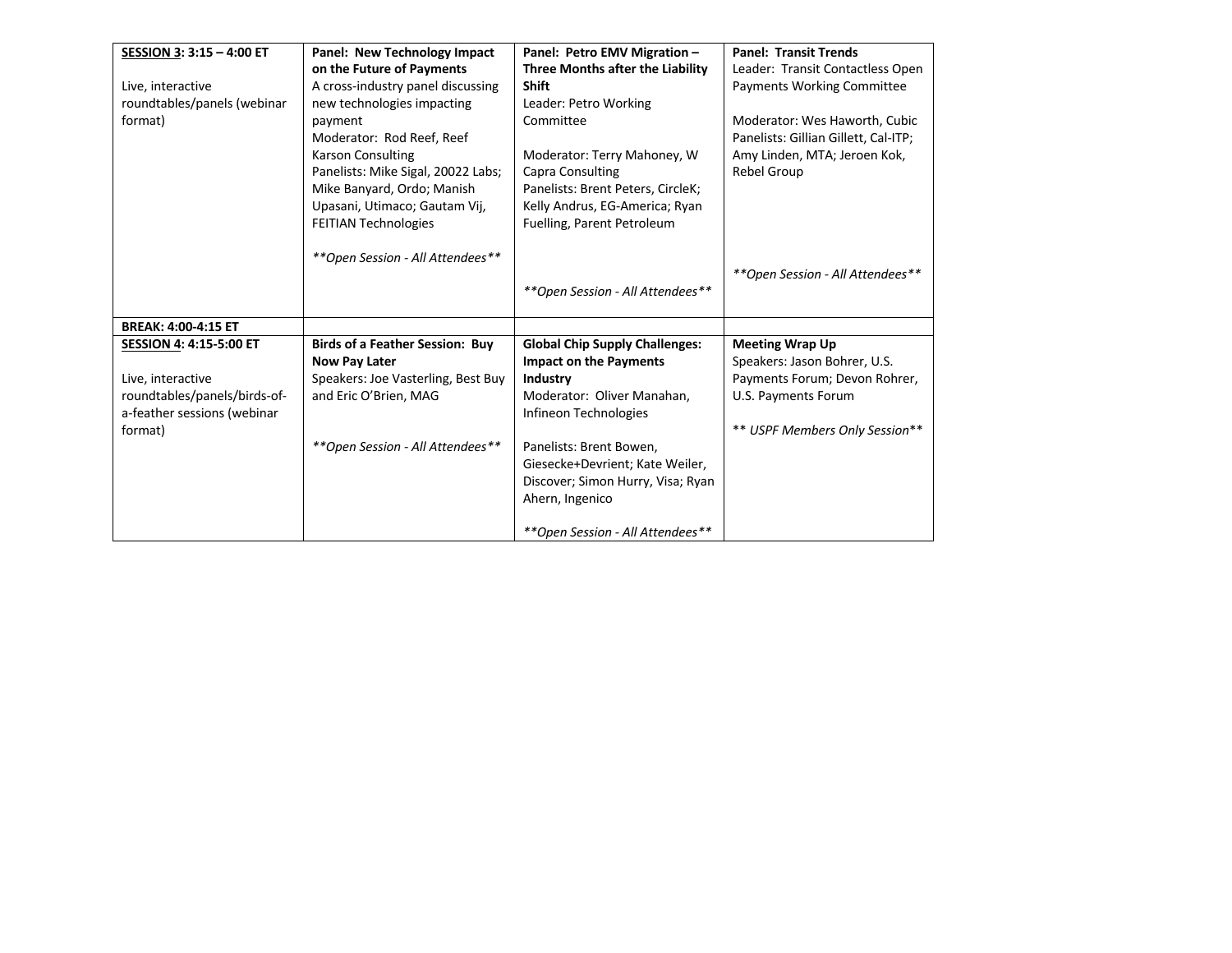| | | | |
|---|---|---|---|
| **SESSION 3: 3:15 – 4:00 ET**<br><br>Live, interactive roundtables/panels (webinar format) | **Panel: New Technology Impact on the Future of Payments**<br>A cross-industry panel discussing new technologies impacting payment<br>Moderator: Rod Reef, Reef Karson Consulting<br>Panelists: Mike Sigal, 20022 Labs; Mike Banyard, Ordo; Manish Upasani, Utimaco; Gautam Vij, FEITIAN Technologies<br><br>*\*\*Open Session - All Attendees\*\** | **Panel: Petro EMV Migration – Three Months after the Liability Shift**<br>Leader: Petro Working Committee<br><br>Moderator: Terry Mahoney, W Capra Consulting<br>Panelists: Brent Peters, CircleK; Kelly Andrus, EG-America; Ryan Fuelling, Parent Petroleum<br><br>*\*\*Open Session - All Attendees\*\** | **Panel: Transit Trends**<br>Leader: Transit Contactless Open Payments Working Committee<br><br>Moderator: Wes Haworth, Cubic<br>Panelists: Gillian Gillett, Cal-ITP; Amy Linden, MTA; Jeroen Kok, Rebel Group<br><br>*\*\*Open Session - All Attendees\*\** |
| **BREAK: 4:00-4:15 ET** | | | |
| **SESSION 4: 4:15-5:00 ET**<br><br>Live, interactive roundtables/panels/birds-of-a-feather sessions (webinar format) | **Birds of a Feather Session: Buy Now Pay Later**<br>Speakers: Joe Vasterling, Best Buy and Eric O'Brien, MAG<br><br>*\*\*Open Session - All Attendees\*\** | **Global Chip Supply Challenges: Impact on the Payments Industry**<br>Moderator: Oliver Manahan, Infineon Technologies<br><br>Panelists: Brent Bowen, Giesecke+Devrient; Kate Weiler, Discover; Simon Hurry, Visa; Ryan Ahern, Ingenico<br><br>*\*\*Open Session - All Attendees\*\** | **Meeting Wrap Up**<br>Speakers: Jason Bohrer, U.S. Payments Forum; Devon Rohrer, U.S. Payments Forum<br><br>\*\* *USPF Members Only Session*\*\* |